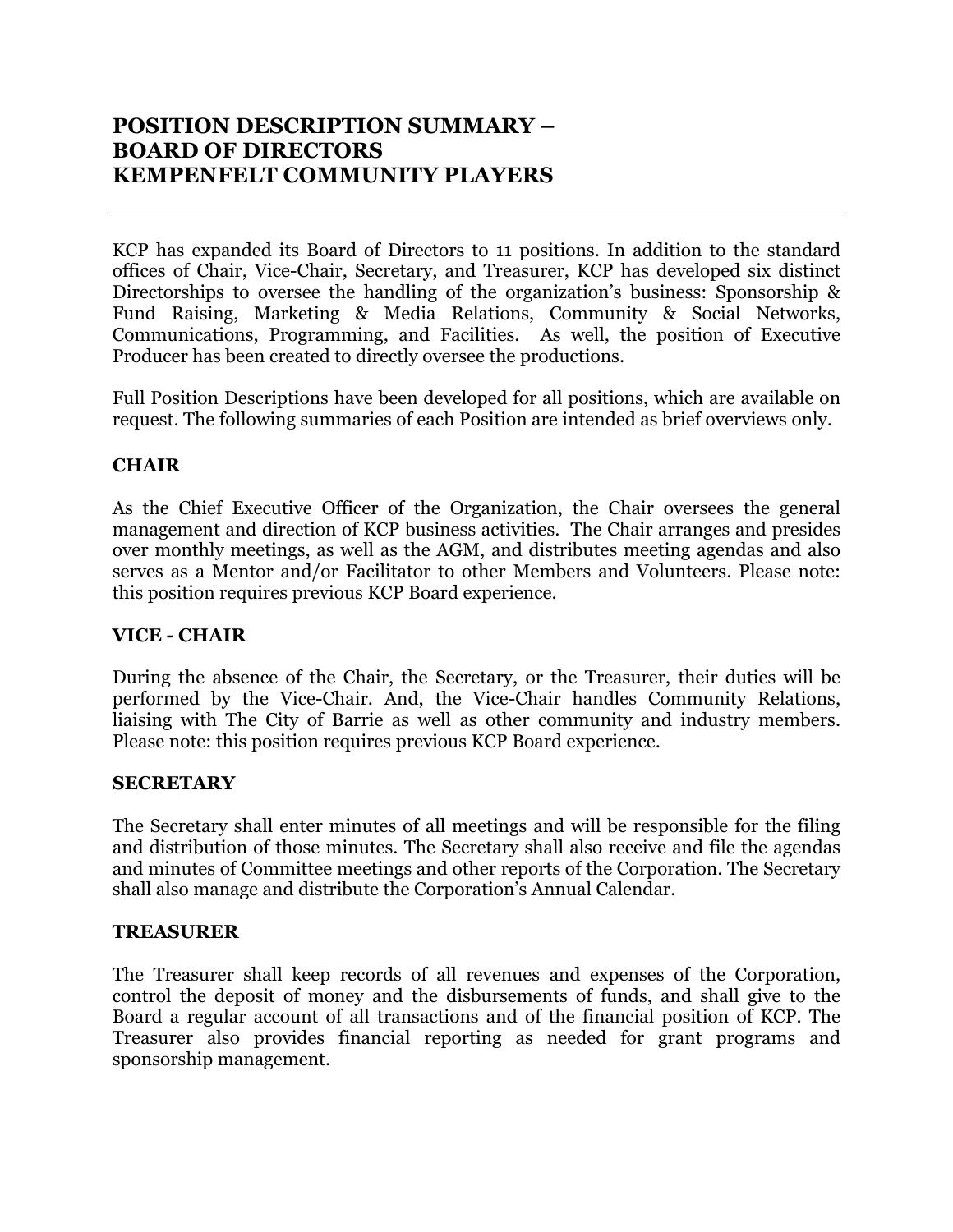# POSITION DESCRIPTION SUMMARY – BOARD OF DIRECTORS KEMPENFELT COMMUNITY PLAYERS

---

KCP has expanded its Board of Directors to 11 positions. In addition to the standard offices of Chair, Vice-Chair, Secretary, and Treasurer, KCP has developed six distinct Directorships to oversee the handling of the organization's business: Sponsorship & Fund Raising, Marketing & Media Relations, Community & Social Networks, Communications, Programming, and Facilities. As well, the position of Executive Producer has been created to directly oversee the productions.

Full Position Descriptions have been developed for all positions, which are available on request. The following summaries of each Position are intended as brief overviews only.

## CHAIR

As the Chief Executive Officer of the Organization, the Chair oversees the general management and direction of KCP business activities. The Chair arranges and presides over monthly meetings, as well as the AGM, and distributes meeting agendas and also serves as a Mentor and/or Facilitator to other Members and Volunteers. Please note: this position requires previous KCP Board experience.

## VICE - CHAIR

During the absence of the Chair, the Secretary, or the Treasurer, their duties will be performed by the Vice-Chair. And, the Vice-Chair handles Community Relations, liaising with The City of Barrie as well as other community and industry members. Please note: this position requires previous KCP Board experience.

## SECRETARY

The Secretary shall enter minutes of all meetings and will be responsible for the filing and distribution of those minutes. The Secretary shall also receive and file the agendas and minutes of Committee meetings and other reports of the Corporation. The Secretary shall also manage and distribute the Corporation's Annual Calendar.

## TREASURER

The Treasurer shall keep records of all revenues and expenses of the Corporation, control the deposit of money and the disbursements of funds, and shall give to the Board a regular account of all transactions and of the financial position of KCP. The Treasurer also provides financial reporting as needed for grant programs and sponsorship management.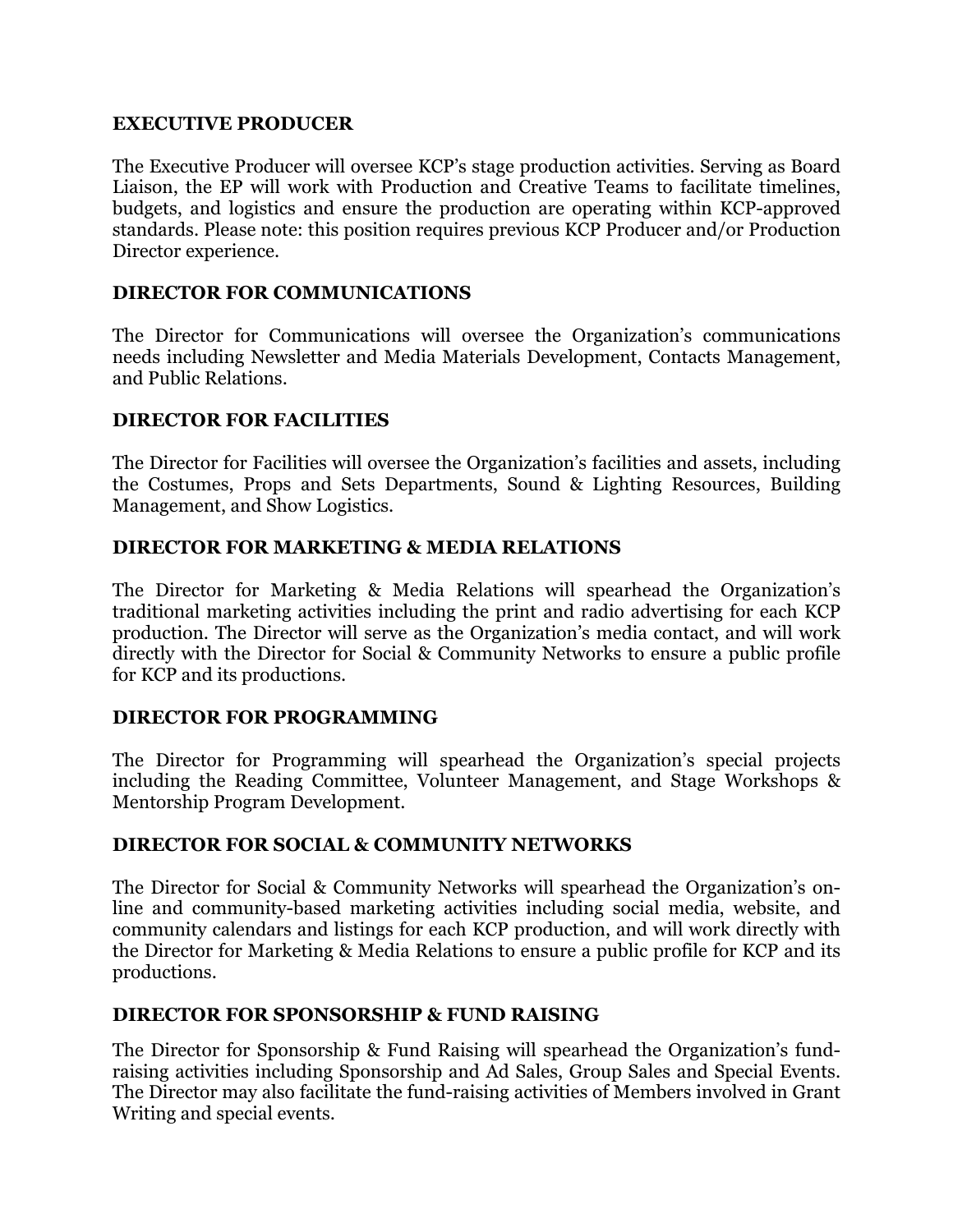**EXECUTIVE PRODUCER**

The Executive Producer will oversee KCP's stage production activities. Serving as Board Liaison, the EP will work with Production and Creative Teams to facilitate timelines, budgets, and logistics and ensure the production are operating within KCP-approved standards. Please note: this position requires previous KCP Producer and/or Production Director experience.

**DIRECTOR FOR COMMUNICATIONS**

The Director for Communications will oversee the Organization's communications needs including Newsletter and Media Materials Development, Contacts Management, and Public Relations.

**DIRECTOR FOR FACILITIES**

The Director for Facilities will oversee the Organization's facilities and assets, including the Costumes, Props and Sets Departments, Sound & Lighting Resources, Building Management, and Show Logistics.

**DIRECTOR FOR MARKETING & MEDIA RELATIONS**

The Director for Marketing & Media Relations will spearhead the Organization's traditional marketing activities including the print and radio advertising for each KCP production. The Director will serve as the Organization's media contact, and will work directly with the Director for Social & Community Networks to ensure a public profile for KCP and its productions.

**DIRECTOR FOR PROGRAMMING**

The Director for Programming will spearhead the Organization's special projects including the Reading Committee, Volunteer Management, and Stage Workshops & Mentorship Program Development.

**DIRECTOR FOR SOCIAL & COMMUNITY NETWORKS**

The Director for Social & Community Networks will spearhead the Organization's on-line and community-based marketing activities including social media, website, and community calendars and listings for each KCP production, and will work directly with the Director for Marketing & Media Relations to ensure a public profile for KCP and its productions.

**DIRECTOR FOR SPONSORSHIP & FUND RAISING**

The Director for Sponsorship & Fund Raising will spearhead the Organization's fund-raising activities including Sponsorship and Ad Sales, Group Sales and Special Events. The Director may also facilitate the fund-raising activities of Members involved in Grant Writing and special events.